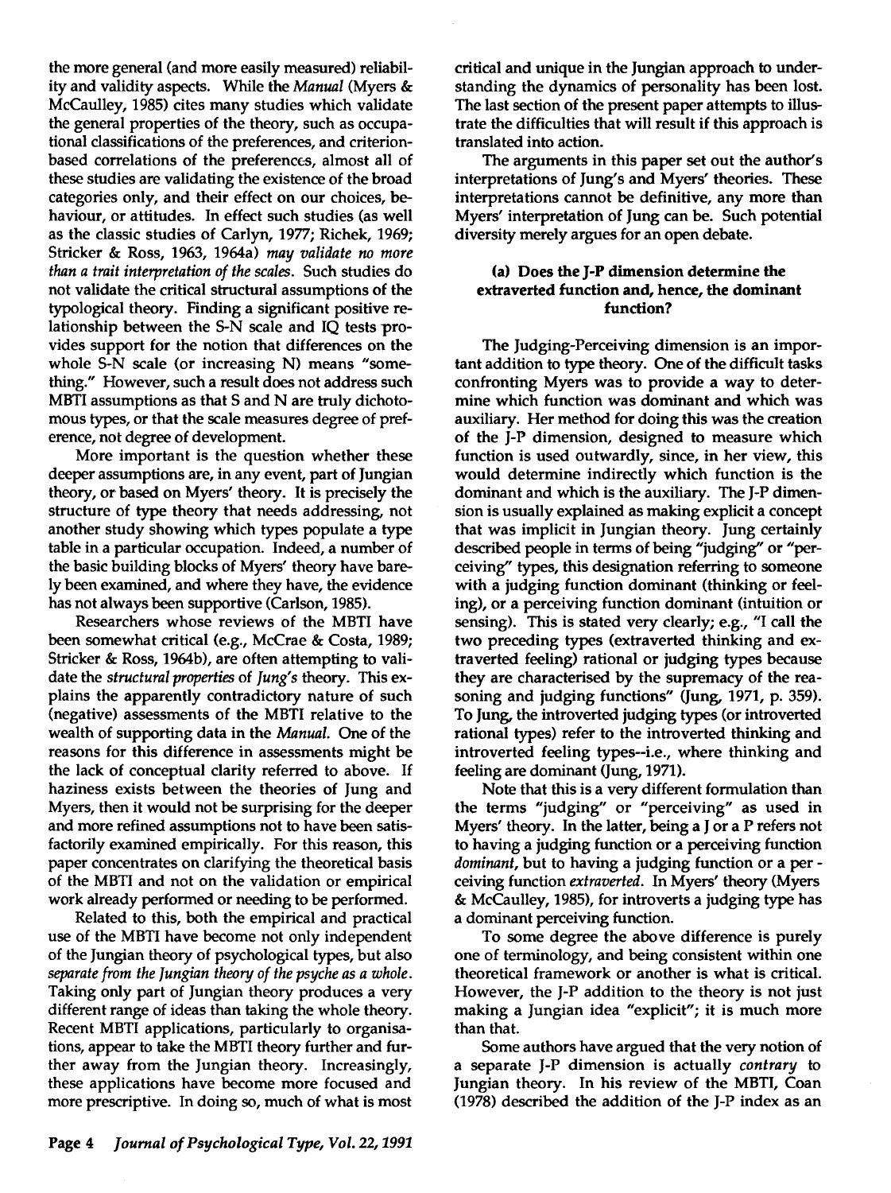the more general (and more easily measured) reliability and validity aspects. While the *Manual* (Myers & McCaulley, 1985) cites many studies which validate the general properties of the theory, such as occupational classifications of the preferences, and criterion-based correlations of the preferences, almost all of these studies are validating the existence of the broad categories only, and their effect on our choices, behaviour, or attitudes. In effect such studies (as well as the classic studies of Carlyn, 1977; Richek, 1969; Stricker & Ross, 1963, 1964a) *may validate no more than a trait interpretation of the scales.* Such studies do not validate the critical structural assumptions of the typological theory. Finding a significant positive relationship between the S-N scale and IQ tests provides support for the notion that differences on the whole S-N scale (or increasing N) means "something." However, such a result does not address such MBTI assumptions as that S and N are truly dichotomous types, or that the scale measures degree of preference, not degree of development.

More important is the question whether these deeper assumptions are, in any event, part of Jungian theory, or based on Myers' theory. It is precisely the structure of type theory that needs addressing, not another study showing which types populate a type table in a particular occupation. Indeed, a number of the basic building blocks of Myers' theory have barely been examined, and where they have, the evidence has not always been supportive (Carlson, 1985).

Researchers whose reviews of the MBTI have been somewhat critical (e.g., McCrae & Costa, 1989; Stricker & Ross, 1964b), are often attempting to validate the *structural properties* of *Jung's* theory. This explains the apparently contradictory nature of such (negative) assessments of the MBTI relative to the wealth of supporting data in the *Manual.* One of the reasons for this difference in assessments might be the lack of conceptual clarity referred to above. If haziness exists between the theories of Jung and Myers, then it would not be surprising for the deeper and more refined assumptions not to have been satisfactorily examined empirically. For this reason, this paper concentrates on clarifying the theoretical basis of the MBTI and not on the validation or empirical work already performed or needing to be performed.

Related to this, both the empirical and practical use of the MBTI have become not only independent of the Jungian theory of psychological types, but also *separate from the Jungian theory of the psyche as a whole.* Taking only part of Jungian theory produces a very different range of ideas than taking the whole theory. Recent MBTI applications, particularly to organisations, appear to take the MBTI theory further and further away from the Jungian theory. Increasingly, these applications have become more focused and more prescriptive. In doing so, much of what is most critical and unique in the Jungian approach to understanding the dynamics of personality has been lost. The last section of the present paper attempts to illustrate the difficulties that will result if this approach is translated into action.

The arguments in this paper set out the author's interpretations of Jung's and Myers' theories. These interpretations cannot be definitive, any more than Myers' interpretation of Jung can be. Such potential diversity merely argues for an open debate.

### (a) Does the J-P dimension determine the extraverted function and, hence, the dominant function?

The Judging-Perceiving dimension is an important addition to type theory. One of the difficult tasks confronting Myers was to provide a way to determine which function was dominant and which was auxiliary. Her method for doing this was the creation of the J-P dimension, designed to measure which function is used outwardly, since, in her view, this would determine indirectly which function is the dominant and which is the auxiliary. The J-P dimension is usually explained as making explicit a concept that was implicit in Jungian theory. Jung certainly described people in terms of being "judging" or "perceiving" types, this designation referring to someone with a judging function dominant (thinking or feeling), or a perceiving function dominant (intuition or sensing). This is stated very clearly; e.g., "I call the two preceding types (extraverted thinking and extraverted feeling) rational or judging types because they are characterised by the supremacy of the reasoning and judging functions" (Jung, 1971, p. 359). To Jung, the introverted judging types (or introverted rational types) refer to the introverted thinking and introverted feeling types--i.e., where thinking and feeling are dominant (Jung, 1971).

Note that this is a very different formulation than the terms "judging" or "perceiving" as used in Myers' theory. In the latter, being a J or a P refers not to having a judging function or a perceiving function *dominant*, but to having a judging function or a perceiving function *extraverted.* In Myers' theory (Myers & McCaulley, 1985), for introverts a judging type has a dominant perceiving function.

To some degree the above difference is purely one of terminology, and being consistent within one theoretical framework or another is what is critical. However, the J-P addition to the theory is not just making a Jungian idea "explicit"; it is much more than that.

Some authors have argued that the very notion of a separate J-P dimension is actually *contrary* to Jungian theory. In his review of the MBTI, Coan (1978) described the addition of the J-P index as an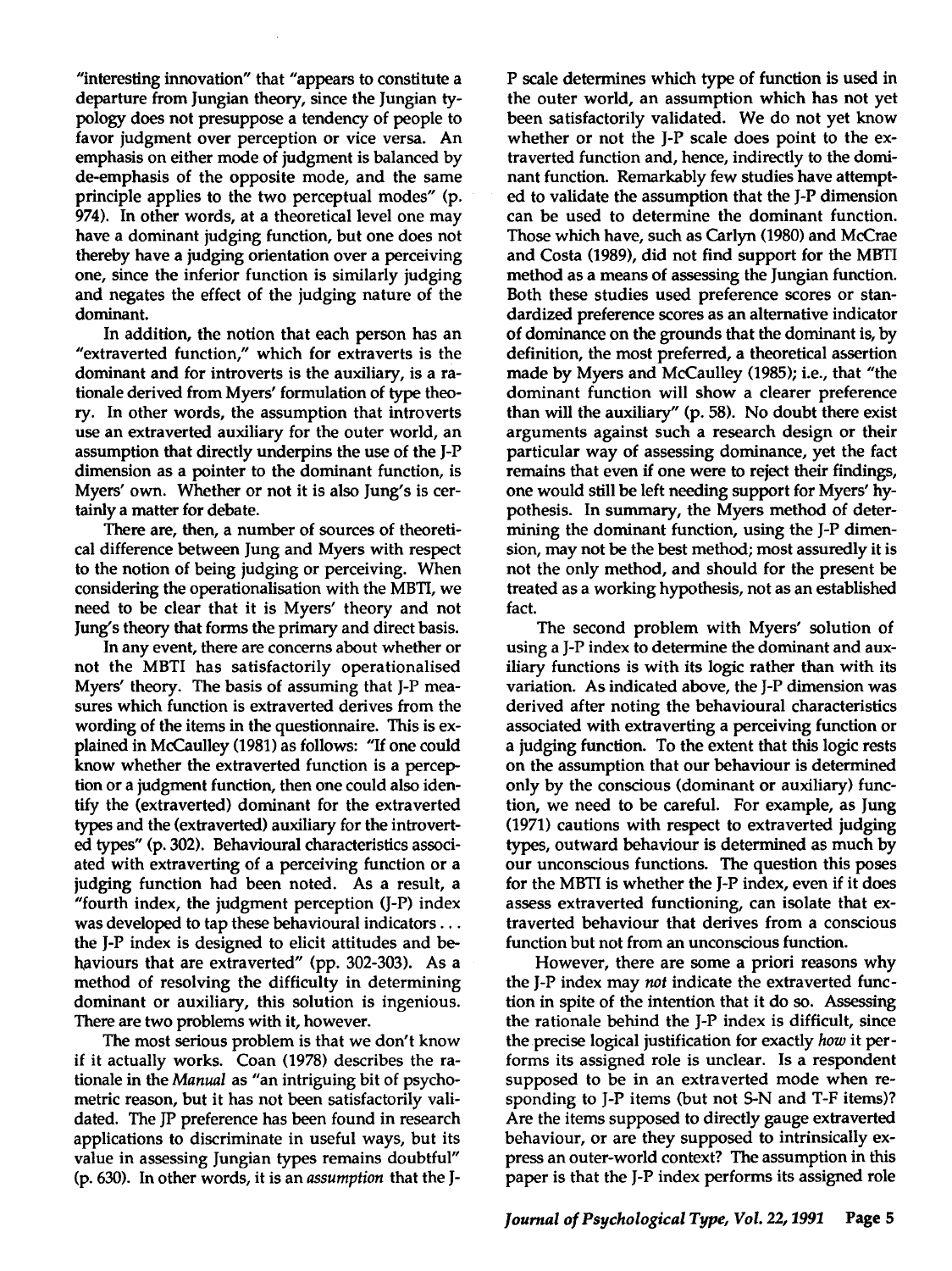"interesting innovation" that "appears to constitute a departure from Jungian theory, since the Jungian typology does not presuppose a tendency of people to favor judgment over perception or vice versa. An emphasis on either mode of judgment is balanced by de-emphasis of the opposite mode, and the same principle applies to the two perceptual modes" (p. 974). In other words, at a theoretical level one may have a dominant judging function, but one does not thereby have a judging orientation over a perceiving one, since the inferior function is similarly judging and negates the effect of the judging nature of the dominant.

In addition, the notion that each person has an "extraverted function," which for extraverts is the dominant and for introverts is the auxiliary, is a rationale derived from Myers' formulation of type theory. In other words, the assumption that introverts use an extraverted auxiliary for the outer world, an assumption that directly underpins the use of the J-P dimension as a pointer to the dominant function, is Myers' own. Whether or not it is also Jung's is certainly a matter for debate.

There are, then, a number of sources of theoretical difference between Jung and Myers with respect to the notion of being judging or perceiving. When considering the operationalisation with the MBTI, we need to be clear that it is Myers' theory and not Jung's theory that forms the primary and direct basis.

In any event, there are concerns about whether or not the MBTI has satisfactorily operationalised Myers' theory. The basis of assuming that J-P measures which function is extraverted derives from the wording of the items in the questionnaire. This is explained in McCaulley (1981) as follows: "If one could know whether the extraverted function is a perception or a judgment function, then one could also identify the (extraverted) dominant for the extraverted types and the (extraverted) auxiliary for the introverted types" (p. 302). Behavioural characteristics associated with extraverting of a perceiving function or a judging function had been noted. As a result, a "fourth index, the judgment perception (J-P) index was developed to tap these behavioural indicators . . . the J-P index is designed to elicit attitudes and behaviours that are extraverted" (pp. 302-303). As a method of resolving the difficulty in determining dominant or auxiliary, this solution is ingenious. There are two problems with it, however.

The most serious problem is that we don't know if it actually works. Coan (1978) describes the rationale in the *Manual* as "an intriguing bit of psychometric reason, but it has not been satisfactorily validated. The JP preference has been found in research applications to discriminate in useful ways, but its value in assessing Jungian types remains doubtful" (p. 630). In other words, it is an *assumption* that the J-P scale determines which type of function is used in the outer world, an assumption which has not yet been satisfactorily validated. We do not yet know whether or not the J-P scale does point to the extraverted function and, hence, indirectly to the dominant function. Remarkably few studies have attempted to validate the assumption that the J-P dimension can be used to determine the dominant function. Those which have, such as Carlyn (1980) and McCrae and Costa (1989), did not find support for the MBTI method as a means of assessing the Jungian function. Both these studies used preference scores or standardized preference scores as an alternative indicator of dominance on the grounds that the dominant is, by definition, the most preferred, a theoretical assertion made by Myers and McCaulley (1985); i.e., that "the dominant function will show a clearer preference than will the auxiliary" (p. 58). No doubt there exist arguments against such a research design or their particular way of assessing dominance, yet the fact remains that even if one were to reject their findings, one would still be left needing support for Myers' hypothesis. In summary, the Myers method of determining the dominant function, using the J-P dimension, may not be the best method; most assuredly it is not the only method, and should for the present be treated as a working hypothesis, not as an established fact.

The second problem with Myers' solution of using a J-P index to determine the dominant and auxiliary functions is with its logic rather than with its variation. As indicated above, the J-P dimension was derived after noting the behavioural characteristics associated with extraverting a perceiving function or a judging function. To the extent that this logic rests on the assumption that our behaviour is determined only by the conscious (dominant or auxiliary) function, we need to be careful. For example, as Jung (1971) cautions with respect to extraverted judging types, outward behaviour is determined as much by our unconscious functions. The question this poses for the MBTI is whether the J-P index, even if it does assess extraverted functioning, can isolate that extraverted behaviour that derives from a conscious function but not from an unconscious function.

However, there are some a priori reasons why the J-P index may *not* indicate the extraverted function in spite of the intention that it do so. Assessing the rationale behind the J-P index is difficult, since the precise logical justification for exactly *how* it performs its assigned role is unclear. Is a respondent supposed to be in an extraverted mode when responding to J-P items (but not S-N and T-F items)? Are the items supposed to directly gauge extraverted behaviour, or are they supposed to intrinsically express an outer-world context? The assumption in this paper is that the J-P index performs its assigned role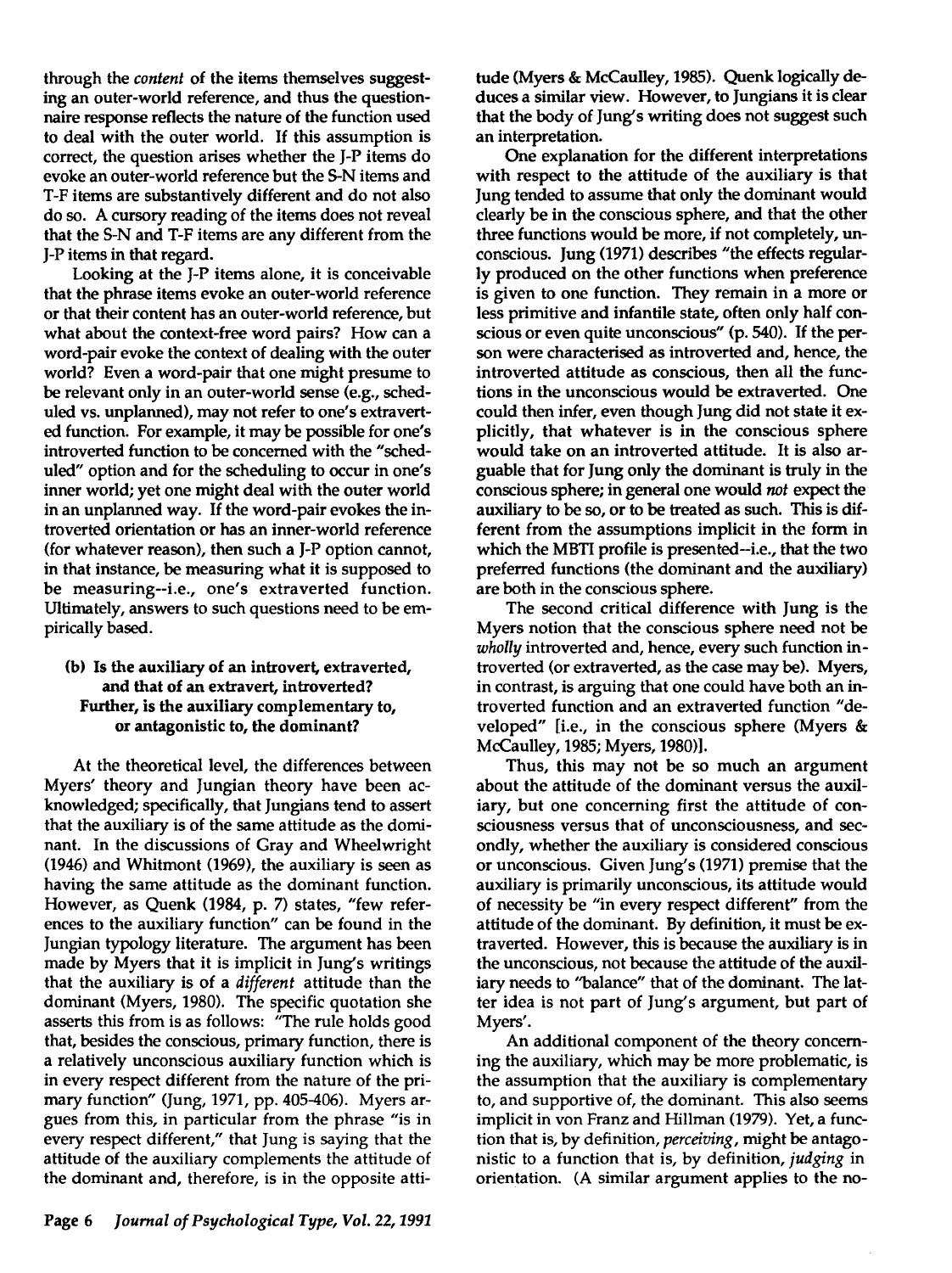through the *content* of the items themselves suggesting an outer-world reference, and thus the questionnaire response reflects the nature of the function used to deal with the outer world. If this assumption is correct, the question arises whether the J-P items do evoke an outer-world reference but the S-N items and T-F items are substantively different and do not also do so. A cursory reading of the items does not reveal that the S-N and T-F items are any different from the J-P items in that regard.

Looking at the J-P items alone, it is conceivable that the phrase items evoke an outer-world reference or that their content has an outer-world reference, but what about the context-free word pairs? How can a word-pair evoke the context of dealing with the outer world? Even a word-pair that one might presume to be relevant only in an outer-world sense (e.g., scheduled vs. unplanned), may not refer to one's extraverted function. For example, it may be possible for one's introverted function to be concerned with the "scheduled" option and for the scheduling to occur in one's inner world; yet one might deal with the outer world in an unplanned way. If the word-pair evokes the introverted orientation or has an inner-world reference (for whatever reason), then such a J-P option cannot, in that instance, be measuring what it is supposed to be measuring--i.e., one's extraverted function. Ultimately, answers to such questions need to be empirically based.

### (b) Is the auxiliary of an introvert, extraverted, and that of an extravert, introverted? Further, is the auxiliary complementary to, or antagonistic to, the dominant?

At the theoretical level, the differences between Myers' theory and Jungian theory have been acknowledged; specifically, that Jungians tend to assert that the auxiliary is of the same attitude as the dominant. In the discussions of Gray and Wheelwright (1946) and Whitmont (1969), the auxiliary is seen as having the same attitude as the dominant function. However, as Quenk (1984, p. 7) states, "few references to the auxiliary function" can be found in the Jungian typology literature. The argument has been made by Myers that it is implicit in Jung's writings that the auxiliary is of a *different* attitude than the dominant (Myers, 1980). The specific quotation she asserts this from is as follows: "The rule holds good that, besides the conscious, primary function, there is a relatively unconscious auxiliary function which is in every respect different from the nature of the primary function" (Jung, 1971, pp. 405-406). Myers argues from this, in particular from the phrase "is in every respect different," that Jung is saying that the attitude of the auxiliary complements the attitude of the dominant and, therefore, is in the opposite attitude (Myers & McCaulley, 1985). Quenk logically deduces a similar view. However, to Jungians it is clear that the body of Jung's writing does not suggest such an interpretation.

One explanation for the different interpretations with respect to the attitude of the auxiliary is that Jung tended to assume that only the dominant would clearly be in the conscious sphere, and that the other three functions would be more, if not completely, unconscious. Jung (1971) describes "the effects regularly produced on the other functions when preference is given to one function. They remain in a more or less primitive and infantile state, often only half conscious or even quite unconscious" (p. 540). If the person were characterised as introverted and, hence, the introverted attitude as conscious, then all the functions in the unconscious would be extraverted. One could then infer, even though Jung did not state it explicitly, that whatever is in the conscious sphere would take on an introverted attitude. It is also arguable that for Jung only the dominant is truly in the conscious sphere; in general one would *not* expect the auxiliary to be so, or to be treated as such. This is different from the assumptions implicit in the form in which the MBTI profile is presented--i.e., that the two preferred functions (the dominant and the auxiliary) are both in the conscious sphere.

The second critical difference with Jung is the Myers notion that the conscious sphere need not be *wholly* introverted and, hence, every such function introverted (or extraverted, as the case may be). Myers, in contrast, is arguing that one could have both an introverted function and an extraverted function "developed" [i.e., in the conscious sphere (Myers & McCaulley, 1985; Myers, 1980)].

Thus, this may not be so much an argument about the attitude of the dominant versus the auxiliary, but one concerning first the attitude of consciousness versus that of unconsciousness, and secondly, whether the auxiliary is considered conscious or unconscious. Given Jung's (1971) premise that the auxiliary is primarily unconscious, its attitude would of necessity be "in every respect different" from the attitude of the dominant. By definition, it must be extraverted. However, this is because the auxiliary is in the unconscious, not because the attitude of the auxiliary needs to "balance" that of the dominant. The latter idea is not part of Jung's argument, but part of Myers'.

An additional component of the theory concerning the auxiliary, which may be more problematic, is the assumption that the auxiliary is complementary to, and supportive of, the dominant. This also seems implicit in von Franz and Hillman (1979). Yet, a function that is, by definition, *perceiving*, might be antagonistic to a function that is, by definition, *judging* in orientation. (A similar argument applies to the no-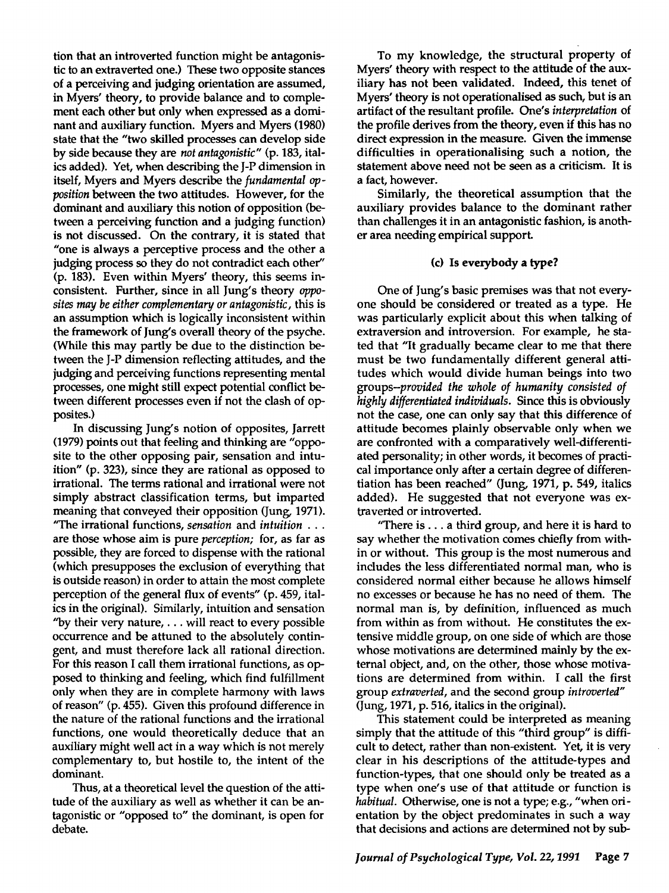tion that an introverted function might be antagonistic to an extraverted one.) These two opposite stances of a perceiving and judging orientation are assumed, in Myers' theory, to provide balance and to complement each other but only when expressed as a dominant and auxiliary function. Myers and Myers (1980) state that the "two skilled processes can develop side by side because they are *not antagonistic*" (p. 183, italics added). Yet, when describing the J-P dimension in itself, Myers and Myers describe the *fundamental opposition* between the two attitudes. However, for the dominant and auxiliary this notion of opposition (between a perceiving function and a judging function) is not discussed. On the contrary, it is stated that "one is always a perceptive process and the other a judging process so they do not contradict each other" (p. 183). Even within Myers' theory, this seems inconsistent. Further, since in all Jung's theory *opposites may be either complementary or antagonistic*, this is an assumption which is logically inconsistent within the framework of Jung's overall theory of the psyche. (While this may partly be due to the distinction between the J-P dimension reflecting attitudes, and the judging and perceiving functions representing mental processes, one might still expect potential conflict between different processes even if not the clash of opposites.)

In discussing Jung's notion of opposites, Jarrett (1979) points out that feeling and thinking are "opposite to the other opposing pair, sensation and intuition" (p. 323), since they are rational as opposed to irrational. The terms rational and irrational were not simply abstract classification terms, but imparted meaning that conveyed their opposition (Jung, 1971). "The irrational functions, *sensation* and *intuition* . . . are those whose aim is pure *perception*; for, as far as possible, they are forced to dispense with the rational (which presupposes the exclusion of everything that is outside reason) in order to attain the most complete perception of the general flux of events" (p. 459, italics in the original). Similarly, intuition and sensation "by their very nature, . . . will react to every possible occurrence and be attuned to the absolutely contingent, and must therefore lack all rational direction. For this reason I call them irrational functions, as opposed to thinking and feeling, which find fulfillment only when they are in complete harmony with laws of reason" (p. 455). Given this profound difference in the nature of the rational functions and the irrational functions, one would theoretically deduce that an auxiliary might well act in a way which is not merely complementary to, but hostile to, the intent of the dominant.

Thus, at a theoretical level the question of the attitude of the auxiliary as well as whether it can be antagonistic or "opposed to" the dominant, is open for debate.

To my knowledge, the structural property of Myers' theory with respect to the attitude of the auxiliary has not been validated. Indeed, this tenet of Myers' theory is not operationalised as such, but is an artifact of the resultant profile. One's *interpretation* of the profile derives from the theory, even if this has no direct expression in the measure. Given the immense difficulties in operationalising such a notion, the statement above need not be seen as a criticism. It is a fact, however.

Similarly, the theoretical assumption that the auxiliary provides balance to the dominant rather than challenges it in an antagonistic fashion, is another area needing empirical support.

### (c) Is everybody a type?

One of Jung's basic premises was that not everyone should be considered or treated as a type. He was particularly explicit about this when talking of extraversion and introversion. For example, he stated that "It gradually became clear to me that there must be two fundamentally different general attitudes which would divide human beings into two groups--*provided the whole of humanity consisted of highly differentiated individuals*. Since this is obviously not the case, one can only say that this difference of attitude becomes plainly observable only when we are confronted with a comparatively well-differentiated personality; in other words, it becomes of practical importance only after a certain degree of differentiation has been reached" (Jung, 1971, p. 549, italics added). He suggested that not everyone was extraverted or introverted.

"There is . . . a third group, and here it is hard to say whether the motivation comes chiefly from within or without. This group is the most numerous and includes the less differentiated normal man, who is considered normal either because he allows himself no excesses or because he has no need of them. The normal man is, by definition, influenced as much from within as from without. He constitutes the extensive middle group, on one side of which are those whose motivations are determined mainly by the external object, and, on the other, those whose motivations are determined from within. I call the first group *extraverted*, and the second group *introverted*" (Jung, 1971, p. 516, italics in the original).

This statement could be interpreted as meaning simply that the attitude of this "third group" is difficult to detect, rather than non-existent. Yet, it is very clear in his descriptions of the attitude-types and function-types, that one should only be treated as a type when one's use of that attitude or function is *habitual*. Otherwise, one is not a type; e.g., "when orientation by the object predominates in such a way that decisions and actions are determined not by sub-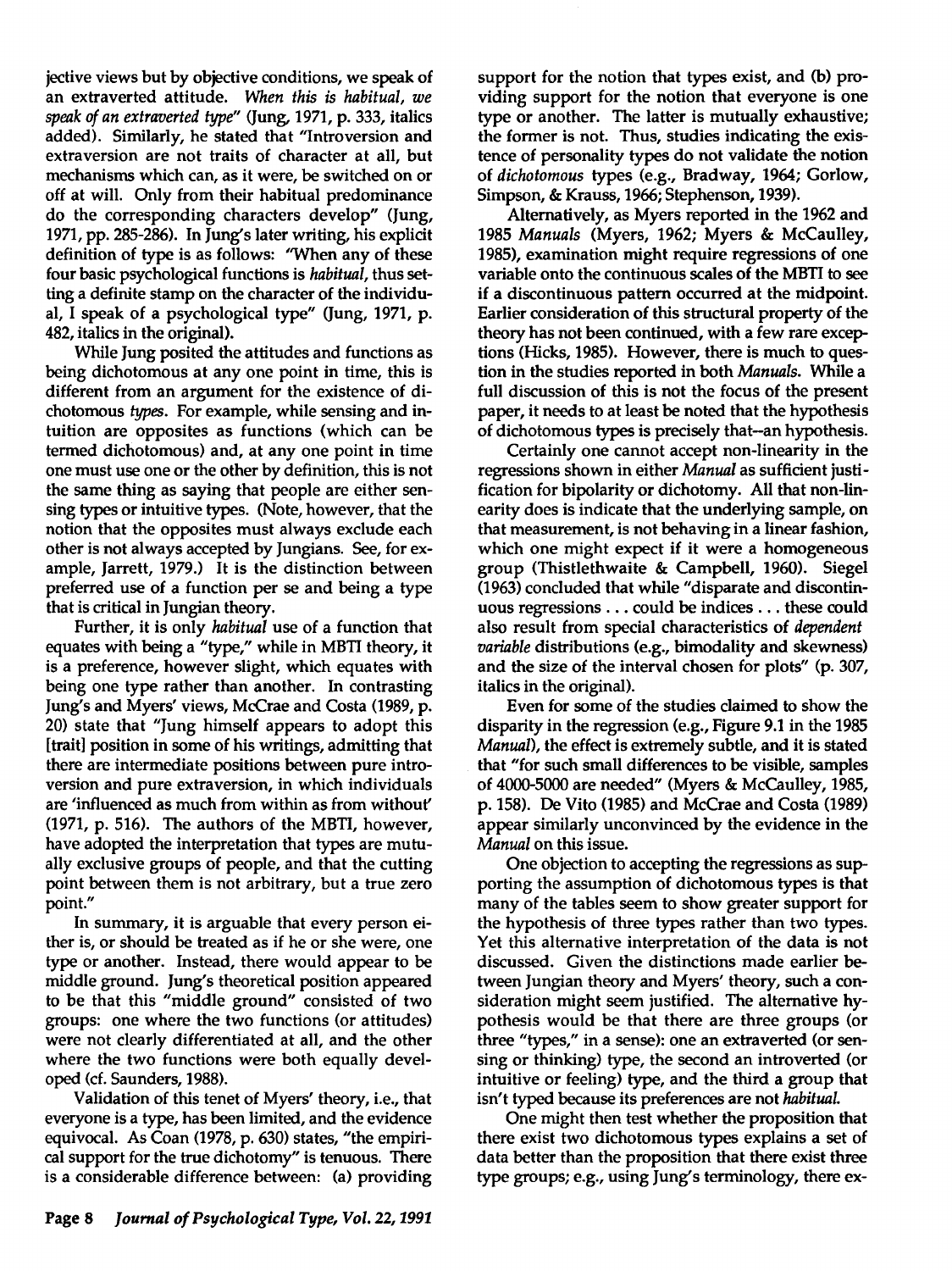jective views but by objective conditions, we speak of an extraverted attitude. *When this is habitual, we speak of an extraverted type*" (Jung, 1971, p. 333, italics added). Similarly, he stated that "Introversion and extraversion are not traits of character at all, but mechanisms which can, as it were, be switched on or off at will. Only from their habitual predominance do the corresponding characters develop" (Jung, 1971, pp. 285-286). In Jung's later writing, his explicit definition of type is as follows: "When any of these four basic psychological functions is *habitual*, thus setting a definite stamp on the character of the individual, I speak of a psychological type" (Jung, 1971, p. 482, italics in the original).

While Jung posited the attitudes and functions as being dichotomous at any one point in time, this is different from an argument for the existence of dichotomous *types*. For example, while sensing and intuition are opposites as functions (which can be termed dichotomous) and, at any one point in time one must use one or the other by definition, this is not the same thing as saying that people are either sensing types or intuitive types. (Note, however, that the notion that the opposites must always exclude each other is not always accepted by Jungians. See, for example, Jarrett, 1979.) It is the distinction between preferred use of a function per se and being a type that is critical in Jungian theory.

Further, it is only *habitual* use of a function that equates with being a "type," while in MBTI theory, it is a preference, however slight, which equates with being one type rather than another. In contrasting Jung's and Myers' views, McCrae and Costa (1989, p. 20) state that "Jung himself appears to adopt this [trait] position in some of his writings, admitting that there are intermediate positions between pure introversion and pure extraversion, in which individuals are 'influenced as much from within as from without' (1971, p. 516). The authors of the MBTI, however, have adopted the interpretation that types are mutually exclusive groups of people, and that the cutting point between them is not arbitrary, but a true zero point."

In summary, it is arguable that every person either is, or should be treated as if he or she were, one type or another. Instead, there would appear to be middle ground. Jung's theoretical position appeared to be that this "middle ground" consisted of two groups: one where the two functions (or attitudes) were not clearly differentiated at all, and the other where the two functions were both equally developed (cf. Saunders, 1988).

Validation of this tenet of Myers' theory, i.e., that everyone is a type, has been limited, and the evidence equivocal. As Coan (1978, p. 630) states, "the empirical support for the true dichotomy" is tenuous. There is a considerable difference between: (a) providing support for the notion that types exist, and (b) providing support for the notion that everyone is one type or another. The latter is mutually exhaustive; the former is not. Thus, studies indicating the existence of personality types do not validate the notion of *dichotomous* types (e.g., Bradway, 1964; Gorlow, Simpson, & Krauss, 1966; Stephenson, 1939).

Alternatively, as Myers reported in the 1962 and 1985 *Manuals* (Myers, 1962; Myers & McCaulley, 1985), examination might require regressions of one variable onto the continuous scales of the MBTI to see if a discontinuous pattern occurred at the midpoint. Earlier consideration of this structural property of the theory has not been continued, with a few rare exceptions (Hicks, 1985). However, there is much to question in the studies reported in both *Manuals*. While a full discussion of this is not the focus of the present paper, it needs to at least be noted that the hypothesis of dichotomous types is precisely that--an hypothesis.

Certainly one cannot accept non-linearity in the regressions shown in either *Manual* as sufficient justification for bipolarity or dichotomy. All that non-linearity does is indicate that the underlying sample, on that measurement, is not behaving in a linear fashion, which one might expect if it were a homogeneous group (Thistlethwaite & Campbell, 1960). Siegel (1963) concluded that while "disparate and discontinuous regressions . . . could be indices . . . these could also result from special characteristics of *dependent variable* distributions (e.g., bimodality and skewness) and the size of the interval chosen for plots" (p. 307, italics in the original).

Even for some of the studies claimed to show the disparity in the regression (e.g., Figure 9.1 in the 1985 *Manual*), the effect is extremely subtle, and it is stated that "for such small differences to be visible, samples of 4000-5000 are needed" (Myers & McCaulley, 1985, p. 158). De Vito (1985) and McCrae and Costa (1989) appear similarly unconvinced by the evidence in the *Manual* on this issue.

One objection to accepting the regressions as supporting the assumption of dichotomous types is that many of the tables seem to show greater support for the hypothesis of three types rather than two types. Yet this alternative interpretation of the data is not discussed. Given the distinctions made earlier between Jungian theory and Myers' theory, such a consideration might seem justified. The alternative hypothesis would be that there are three groups (or three "types," in a sense): one an extraverted (or sensing or thinking) type, the second an introverted (or intuitive or feeling) type, and the third a group that isn't typed because its preferences are not *habitual*.

One might then test whether the proposition that there exist two dichotomous types explains a set of data better than the proposition that there exist three type groups; e.g., using Jung's terminology, there ex-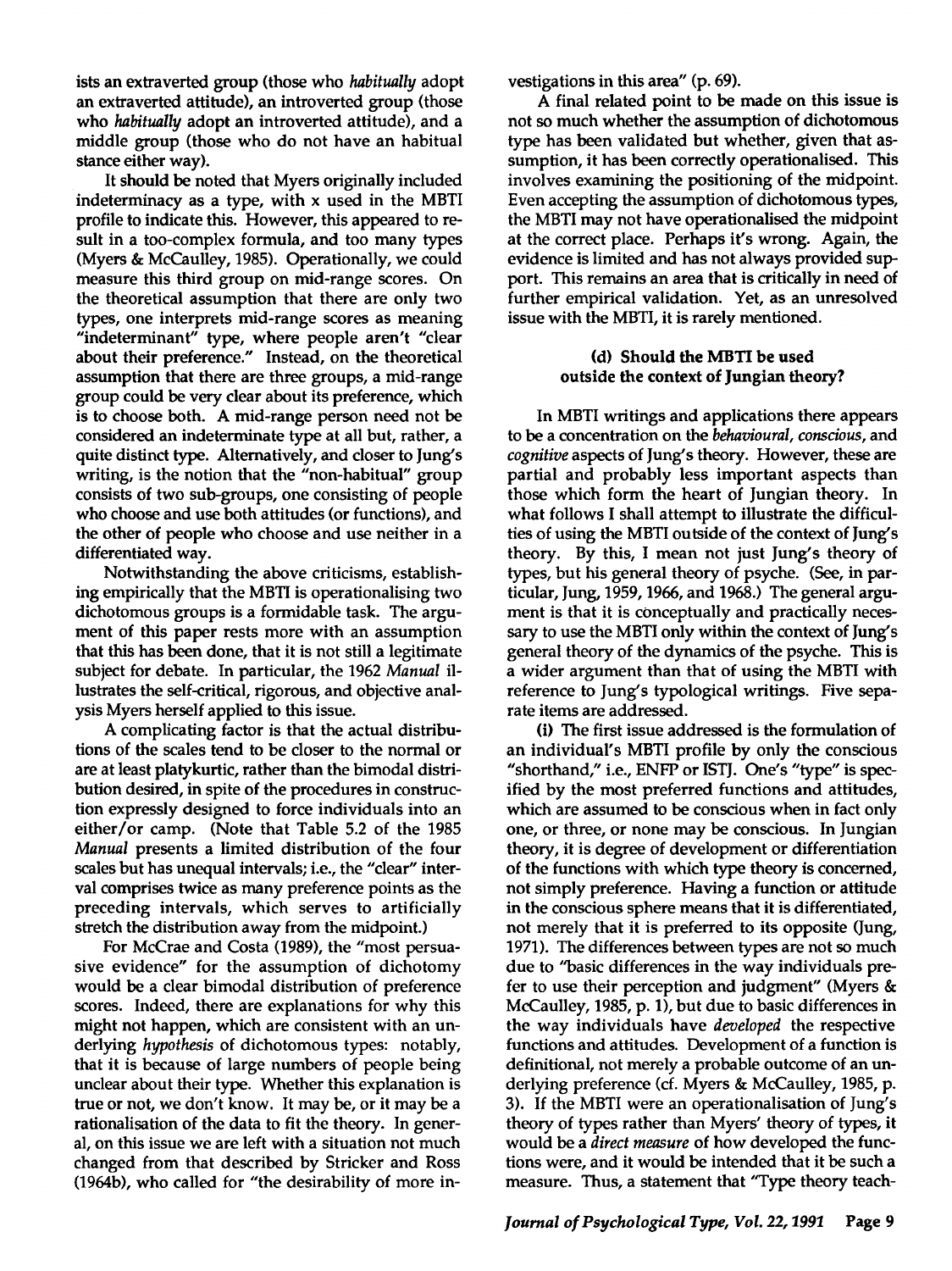ists an extraverted group (those who *habitually* adopt an extraverted attitude), an introverted group (those who *habitually* adopt an introverted attitude), and a middle group (those who do not have an habitual stance either way).

It should be noted that Myers originally included indeterminacy as a type, with x used in the MBTI profile to indicate this. However, this appeared to result in a too-complex formula, and too many types (Myers & McCaulley, 1985). Operationally, we could measure this third group on mid-range scores. On the theoretical assumption that there are only two types, one interprets mid-range scores as meaning "indeterminant" type, where people aren't "clear about their preference." Instead, on the theoretical assumption that there are three groups, a mid-range group could be very clear about its preference, which is to choose both. A mid-range person need not be considered an indeterminate type at all but, rather, a quite distinct type. Alternatively, and closer to Jung's writing, is the notion that the "non-habitual" group consists of two sub-groups, one consisting of people who choose and use both attitudes (or functions), and the other of people who choose and use neither in a differentiated way.

Notwithstanding the above criticisms, establishing empirically that the MBTI is operationalising two dichotomous groups is a formidable task. The argument of this paper rests more with an assumption that this has been done, that it is not still a legitimate subject for debate. In particular, the 1962 *Manual* illustrates the self-critical, rigorous, and objective analysis Myers herself applied to this issue.

A complicating factor is that the actual distributions of the scales tend to be closer to the normal or are at least platykurtic, rather than the bimodal distribution desired, in spite of the procedures in construction expressly designed to force individuals into an either/or camp. (Note that Table 5.2 of the 1985 *Manual* presents a limited distribution of the four scales but has unequal intervals; i.e., the "clear" interval comprises twice as many preference points as the preceding intervals, which serves to artificially stretch the distribution away from the midpoint.)

For McCrae and Costa (1989), the "most persuasive evidence" for the assumption of dichotomy would be a clear bimodal distribution of preference scores. Indeed, there are explanations for why this might not happen, which are consistent with an underlying *hypothesis* of dichotomous types: notably, that it is because of large numbers of people being unclear about their type. Whether this explanation is true or not, we don't know. It may be, or it may be a rationalisation of the data to fit the theory. In general, on this issue we are left with a situation not much changed from that described by Stricker and Ross (1964b), who called for "the desirability of more investigations in this area" (p. 69).

A final related point to be made on this issue is not so much whether the assumption of dichotomous type has been validated but whether, given that assumption, it has been correctly operationalised. This involves examining the positioning of the midpoint. Even accepting the assumption of dichotomous types, the MBTI may not have operationalised the midpoint at the correct place. Perhaps it's wrong. Again, the evidence is limited and has not always provided support. This remains an area that is critically in need of further empirical validation. Yet, as an unresolved issue with the MBTI, it is rarely mentioned.

### (d) Should the MBTI be used outside the context of Jungian theory?

In MBTI writings and applications there appears to be a concentration on the *behavioural*, *conscious*, and *cognitive* aspects of Jung's theory. However, these are partial and probably less important aspects than those which form the heart of Jungian theory. In what follows I shall attempt to illustrate the difficulties of using the MBTI outside of the context of Jung's theory. By this, I mean not just Jung's theory of types, but his general theory of psyche. (See, in particular, Jung, 1959, 1966, and 1968.) The general argument is that it is conceptually and practically necessary to use the MBTI only within the context of Jung's general theory of the dynamics of the psyche. This is a wider argument than that of using the MBTI with reference to Jung's typological writings. Five separate items are addressed.

(i) The first issue addressed is the formulation of an individual's MBTI profile by only the conscious "shorthand," i.e., ENFP or ISTJ. One's "type" is specified by the most preferred functions and attitudes, which are assumed to be conscious when in fact only one, or three, or none may be conscious. In Jungian theory, it is degree of development or differentiation of the functions with which type theory is concerned, not simply preference. Having a function or attitude in the conscious sphere means that it is differentiated, not merely that it is preferred to its opposite (Jung, 1971). The differences between types are not so much due to "basic differences in the way individuals prefer to use their perception and judgment" (Myers & McCaulley, 1985, p. 1), but due to basic differences in the way individuals have *developed* the respective functions and attitudes. Development of a function is definitional, not merely a probable outcome of an underlying preference (cf. Myers & McCaulley, 1985, p. 3). If the MBTI were an operationalisation of Jung's theory of types rather than Myers' theory of types, it would be a *direct measure* of how developed the functions were, and it would be intended that it be such a measure. Thus, a statement that "Type theory teach-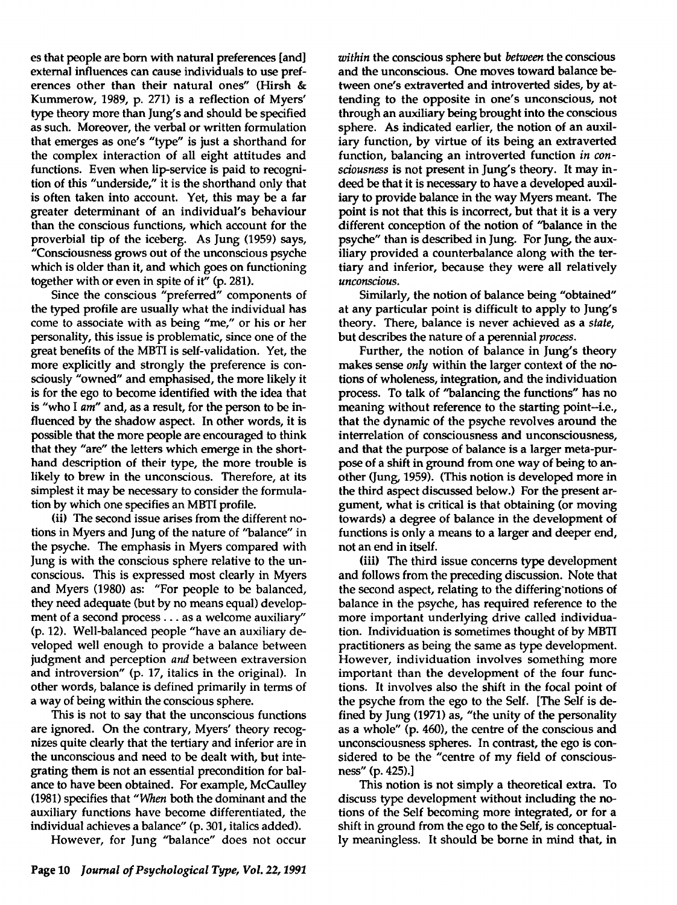es that people are born with natural preferences [and] external influences can cause individuals to use preferences other than their natural ones" (Hirsh & Kummerow, 1989, p. 271) is a reflection of Myers' type theory more than Jung's and should be specified as such. Moreover, the verbal or written formulation that emerges as one's "type" is just a shorthand for the complex interaction of all eight attitudes and functions. Even when lip-service is paid to recognition of this "underside," it is the shorthand only that is often taken into account. Yet, this may be a far greater determinant of an individual's behaviour than the conscious functions, which account for the proverbial tip of the iceberg. As Jung (1959) says, "Consciousness grows out of the unconscious psyche which is older than it, and which goes on functioning together with or even in spite of it" (p. 281).

Since the conscious "preferred" components of the typed profile are usually what the individual has come to associate with as being "me," or his or her personality, this issue is problematic, since one of the great benefits of the MBTI is self-validation. Yet, the more explicitly and strongly the preference is consciously "owned" and emphasised, the more likely it is for the ego to become identified with the idea that is "who I *am*" and, as a result, for the person to be influenced by the shadow aspect. In other words, it is possible that the more people are encouraged to think that they "are" the letters which emerge in the shorthand description of their type, the more trouble is likely to brew in the unconscious. Therefore, at its simplest it may be necessary to consider the formulation by which one specifies an MBTI profile.

(ii) The second issue arises from the different notions in Myers and Jung of the nature of "balance" in the psyche. The emphasis in Myers compared with Jung is with the conscious sphere relative to the unconscious. This is expressed most clearly in Myers and Myers (1980) as: "For people to be balanced, they need adequate (but by no means equal) development of a second process . . . as a welcome auxiliary" (p. 12). Well-balanced people "have an auxiliary developed well enough to provide a balance between judgment and perception *and* between extraversion and introversion" (p. 17, italics in the original). In other words, balance is defined primarily in terms of a way of being within the conscious sphere.

This is not to say that the unconscious functions are ignored. On the contrary, Myers' theory recognizes quite clearly that the tertiary and inferior are in the unconscious and need to be dealt with, but integrating them is not an essential precondition for balance to have been obtained. For example, McCaulley (1981) specifies that "*When* both the dominant and the auxiliary functions have become differentiated, the individual achieves a balance" (p. 301, italics added).

However, for Jung "balance" does not occur *within* the conscious sphere but *between* the conscious and the unconscious. One moves toward balance between one's extraverted and introverted sides, by attending to the opposite in one's unconscious, not through an auxiliary being brought into the conscious sphere. As indicated earlier, the notion of an auxiliary function, by virtue of its being an extraverted function, balancing an introverted function *in consciousness* is not present in Jung's theory. It may indeed be that it is necessary to have a developed auxiliary to provide balance in the way Myers meant. The point is not that this is incorrect, but that it is a very different conception of the notion of "balance in the psyche" than is described in Jung. For Jung, the auxiliary provided a counterbalance along with the tertiary and inferior, because they were all relatively *unconscious*.

Similarly, the notion of balance being "obtained" at any particular point is difficult to apply to Jung's theory. There, balance is never achieved as a *state*, but describes the nature of a perennial *process*.

Further, the notion of balance in Jung's theory makes sense *only* within the larger context of the notions of wholeness, integration, and the individuation process. To talk of "balancing the functions" has no meaning without reference to the starting point--i.e., that the dynamic of the psyche revolves around the interrelation of consciousness and unconsciousness, and that the purpose of balance is a larger meta-purpose of a shift in ground from one way of being to another (Jung, 1959). (This notion is developed more in the third aspect discussed below.) For the present argument, what is critical is that obtaining (or moving towards) a degree of balance in the development of functions is only a means to a larger and deeper end, not an end in itself.

(iii) The third issue concerns type development and follows from the preceding discussion. Note that the second aspect, relating to the differing notions of balance in the psyche, has required reference to the more important underlying drive called individuation. Individuation is sometimes thought of by MBTI practitioners as being the same as type development. However, individuation involves something more important than the development of the four functions. It involves also the shift in the focal point of the psyche from the ego to the Self. [The Self is defined by Jung (1971) as, "the unity of the personality as a whole" (p. 460), the centre of the conscious and unconsciousness spheres. In contrast, the ego is considered to be the "centre of my field of consciousness" (p. 425).]

This notion is not simply a theoretical extra. To discuss type development without including the notions of the Self becoming more integrated, or for a shift in ground from the ego to the Self, is conceptually meaningless. It should be borne in mind that, in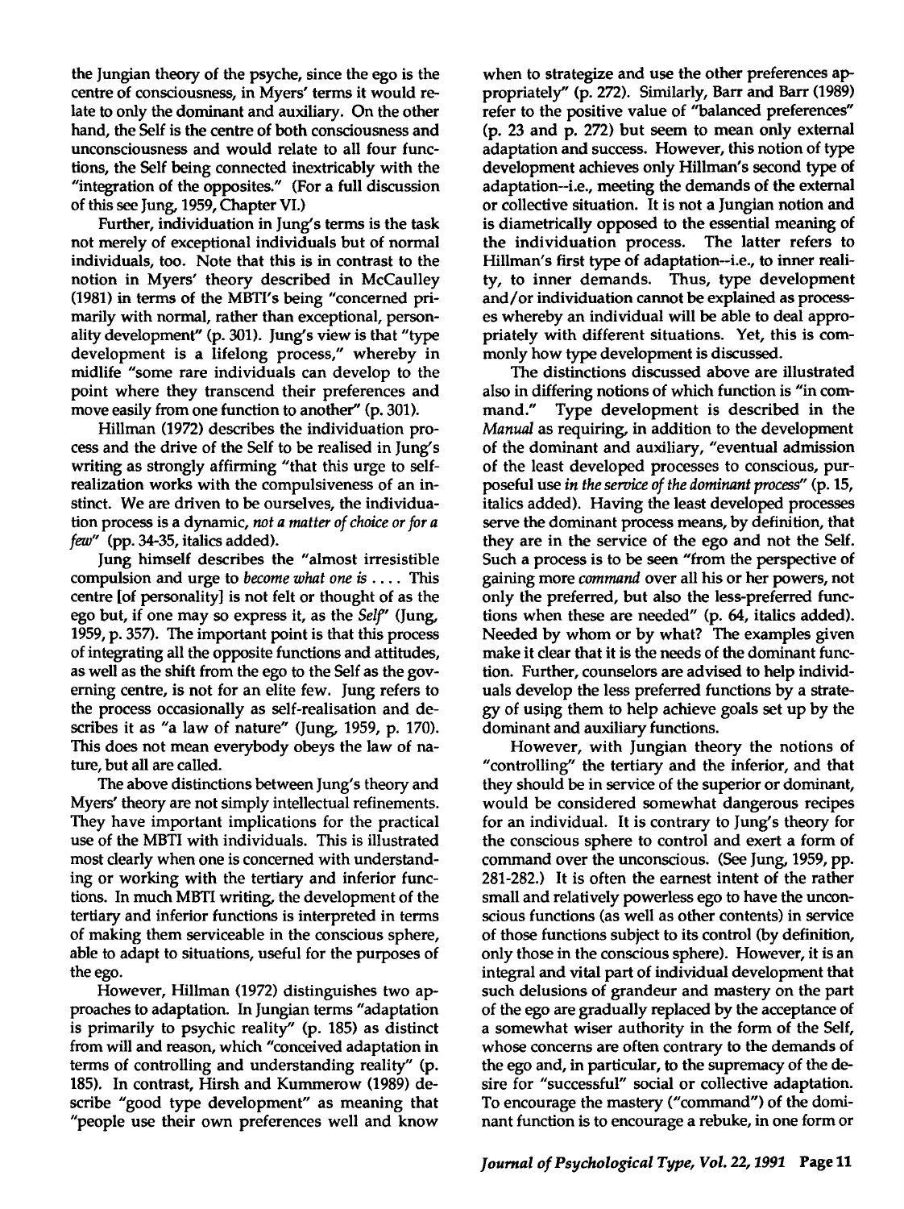the Jungian theory of the psyche, since the ego is the centre of consciousness, in Myers' terms it would relate to only the dominant and auxiliary. On the other hand, the Self is the centre of both consciousness and unconsciousness and would relate to all four functions, the Self being connected inextricably with the "integration of the opposites." (For a full discussion of this see Jung, 1959, Chapter VI.)

Further, individuation in Jung's terms is the task not merely of exceptional individuals but of normal individuals, too. Note that this is in contrast to the notion in Myers' theory described in McCaulley (1981) in terms of the MBTI's being "concerned primarily with normal, rather than exceptional, personality development" (p. 301). Jung's view is that "type development is a lifelong process," whereby in midlife "some rare individuals can develop to the point where they transcend their preferences and move easily from one function to another" (p. 301).

Hillman (1972) describes the individuation process and the drive of the Self to be realised in Jung's writing as strongly affirming "that this urge to self-realization works with the compulsiveness of an instinct. We are driven to be ourselves, the individuation process is a dynamic, *not a matter of choice or for a few*" (pp. 34-35, italics added).

Jung himself describes the "almost irresistible compulsion and urge to *become what one is* . . . . This centre [of personality] is not felt or thought of as the ego but, if one may so express it, as the *Self*" (Jung, 1959, p. 357). The important point is that this process of integrating all the opposite functions and attitudes, as well as the shift from the ego to the Self as the governing centre, is not for an elite few. Jung refers to the process occasionally as self-realisation and describes it as "a law of nature" (Jung, 1959, p. 170). This does not mean everybody obeys the law of nature, but all are called.

The above distinctions between Jung's theory and Myers' theory are not simply intellectual refinements. They have important implications for the practical use of the MBTI with individuals. This is illustrated most clearly when one is concerned with understanding or working with the tertiary and inferior functions. In much MBTI writing, the development of the tertiary and inferior functions is interpreted in terms of making them serviceable in the conscious sphere, able to adapt to situations, useful for the purposes of the ego.

However, Hillman (1972) distinguishes two approaches to adaptation. In Jungian terms "adaptation is primarily to psychic reality" (p. 185) as distinct from will and reason, which "conceived adaptation in terms of controlling and understanding reality" (p. 185). In contrast, Hirsh and Kummerow (1989) describe "good type development" as meaning that "people use their own preferences well and know when to strategize and use the other preferences appropriately" (p. 272). Similarly, Barr and Barr (1989) refer to the positive value of "balanced preferences" (p. 23 and p. 272) but seem to mean only external adaptation and success. However, this notion of type development achieves only Hillman's second type of adaptation--i.e., meeting the demands of the external or collective situation. It is not a Jungian notion and is diametrically opposed to the essential meaning of the individuation process. The latter refers to Hillman's first type of adaptation--i.e., to inner reality, to inner demands. Thus, type development and/or individuation cannot be explained as processes whereby an individual will be able to deal appropriately with different situations. Yet, this is commonly how type development is discussed.

The distinctions discussed above are illustrated also in differing notions of which function is "in command." Type development is described in the *Manual* as requiring, in addition to the development of the dominant and auxiliary, "eventual admission of the least developed processes to conscious, purposeful use *in the service of the dominant process*" (p. 15, italics added). Having the least developed processes serve the dominant process means, by definition, that they are in the service of the ego and not the Self. Such a process is to be seen "from the perspective of gaining more *command* over all his or her powers, not only the preferred, but also the less-preferred functions when these are needed" (p. 64, italics added). Needed by whom or by what? The examples given make it clear that it is the needs of the dominant function. Further, counselors are advised to help individuals develop the less preferred functions by a strategy of using them to help achieve goals set up by the dominant and auxiliary functions.

However, with Jungian theory the notions of "controlling" the tertiary and the inferior, and that they should be in service of the superior or dominant, would be considered somewhat dangerous recipes for an individual. It is contrary to Jung's theory for the conscious sphere to control and exert a form of command over the unconscious. (See Jung, 1959, pp. 281-282.) It is often the earnest intent of the rather small and relatively powerless ego to have the unconscious functions (as well as other contents) in service of those functions subject to its control (by definition, only those in the conscious sphere). However, it is an integral and vital part of individual development that such delusions of grandeur and mastery on the part of the ego are gradually replaced by the acceptance of a somewhat wiser authority in the form of the Self, whose concerns are often contrary to the demands of the ego and, in particular, to the supremacy of the desire for "successful" social or collective adaptation. To encourage the mastery ("command") of the dominant function is to encourage a rebuke, in one form or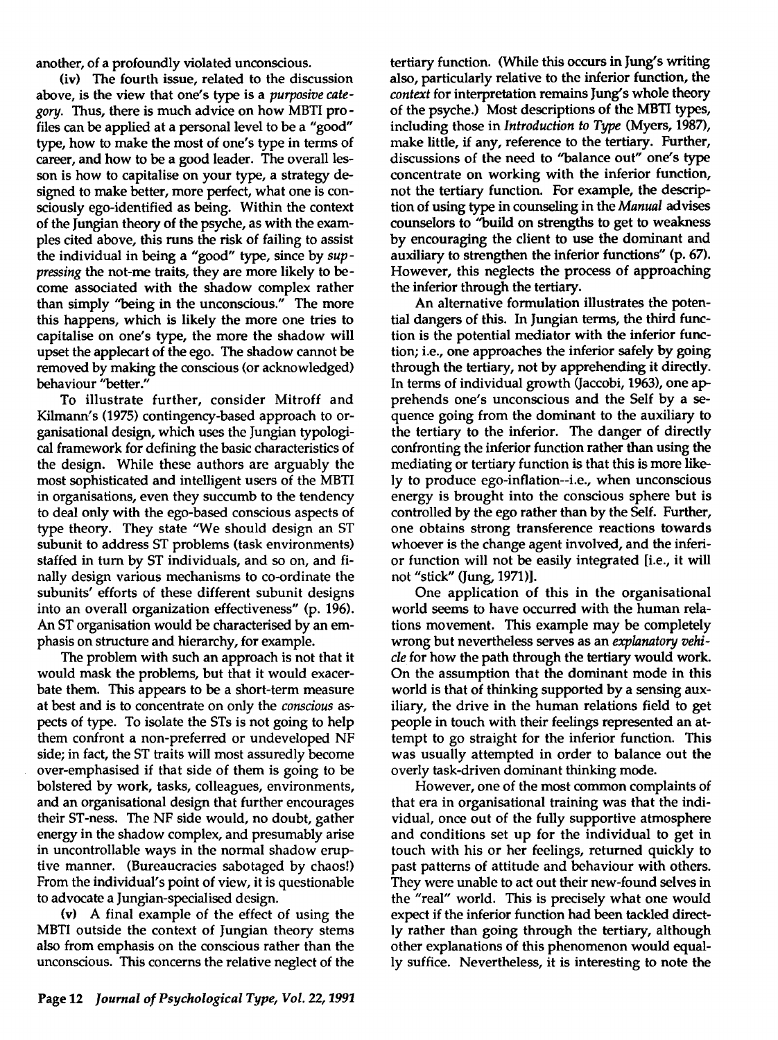another, of a profoundly violated unconscious.

(iv) The fourth issue, related to the discussion above, is the view that one's type is a *purposive category*. Thus, there is much advice on how MBTI profiles can be applied at a personal level to be a "good" type, how to make the most of one's type in terms of career, and how to be a good leader. The overall lesson is how to capitalise on your type, a strategy designed to make better, more perfect, what one is consciously ego-identified as being. Within the context of the Jungian theory of the psyche, as with the examples cited above, this runs the risk of failing to assist the individual in being a "good" type, since by *suppressing* the not-me traits, they are more likely to become associated with the shadow complex rather than simply "being in the unconscious." The more this happens, which is likely the more one tries to capitalise on one's type, the more the shadow will upset the applecart of the ego. The shadow cannot be removed by making the conscious (or acknowledged) behaviour "better."

To illustrate further, consider Mitroff and Kilmann's (1975) contingency-based approach to organisational design, which uses the Jungian typological framework for defining the basic characteristics of the design. While these authors are arguably the most sophisticated and intelligent users of the MBTI in organisations, even they succumb to the tendency to deal only with the ego-based conscious aspects of type theory. They state "We should design an ST subunit to address ST problems (task environments) staffed in turn by ST individuals, and so on, and finally design various mechanisms to co-ordinate the subunits' efforts of these different subunit designs into an overall organization effectiveness" (p. 196). An ST organisation would be characterised by an emphasis on structure and hierarchy, for example.

The problem with such an approach is not that it would mask the problems, but that it would exacerbate them. This appears to be a short-term measure at best and is to concentrate on only the *conscious* aspects of type. To isolate the STs is not going to help them confront a non-preferred or undeveloped NF side; in fact, the ST traits will most assuredly become over-emphasised if that side of them is going to be bolstered by work, tasks, colleagues, environments, and an organisational design that further encourages their ST-ness. The NF side would, no doubt, gather energy in the shadow complex, and presumably arise in uncontrollable ways in the normal shadow eruptive manner. (Bureaucracies sabotaged by chaos!) From the individual's point of view, it is questionable to advocate a Jungian-specialised design.

(v) A final example of the effect of using the MBTI outside the context of Jungian theory stems also from emphasis on the conscious rather than the unconscious. This concerns the relative neglect of the tertiary function. (While this occurs in Jung's writing also, particularly relative to the inferior function, the *context* for interpretation remains Jung's whole theory of the psyche.) Most descriptions of the MBTI types, including those in *Introduction to Type* (Myers, 1987), make little, if any, reference to the tertiary. Further, discussions of the need to "balance out" one's type concentrate on working with the inferior function, not the tertiary function. For example, the description of using type in counseling in the *Manual* advises counselors to "build on strengths to get to weakness by encouraging the client to use the dominant and auxiliary to strengthen the inferior functions" (p. 67). However, this neglects the process of approaching the inferior through the tertiary.

An alternative formulation illustrates the potential dangers of this. In Jungian terms, the third function is the potential mediator with the inferior function; i.e., one approaches the inferior safely by going through the tertiary, not by apprehending it directly. In terms of individual growth (Jaccobi, 1963), one apprehends one's unconscious and the Self by a sequence going from the dominant to the auxiliary to the tertiary to the inferior. The danger of directly confronting the inferior function rather than using the mediating or tertiary function is that this is more likely to produce ego-inflation--i.e., when unconscious energy is brought into the conscious sphere but is controlled by the ego rather than by the Self. Further, one obtains strong transference reactions towards whoever is the change agent involved, and the inferior function will not be easily integrated [i.e., it will not "stick" (Jung, 1971)].

One application of this in the organisational world seems to have occurred with the human relations movement. This example may be completely wrong but nevertheless serves as an *explanatory vehicle* for how the path through the tertiary would work. On the assumption that the dominant mode in this world is that of thinking supported by a sensing auxiliary, the drive in the human relations field to get people in touch with their feelings represented an attempt to go straight for the inferior function. This was usually attempted in order to balance out the overly task-driven dominant thinking mode.

However, one of the most common complaints of that era in organisational training was that the individual, once out of the fully supportive atmosphere and conditions set up for the individual to get in touch with his or her feelings, returned quickly to past patterns of attitude and behaviour with others. They were unable to act out their new-found selves in the "real" world. This is precisely what one would expect if the inferior function had been tackled directly rather than going through the tertiary, although other explanations of this phenomenon would equally suffice. Nevertheless, it is interesting to note the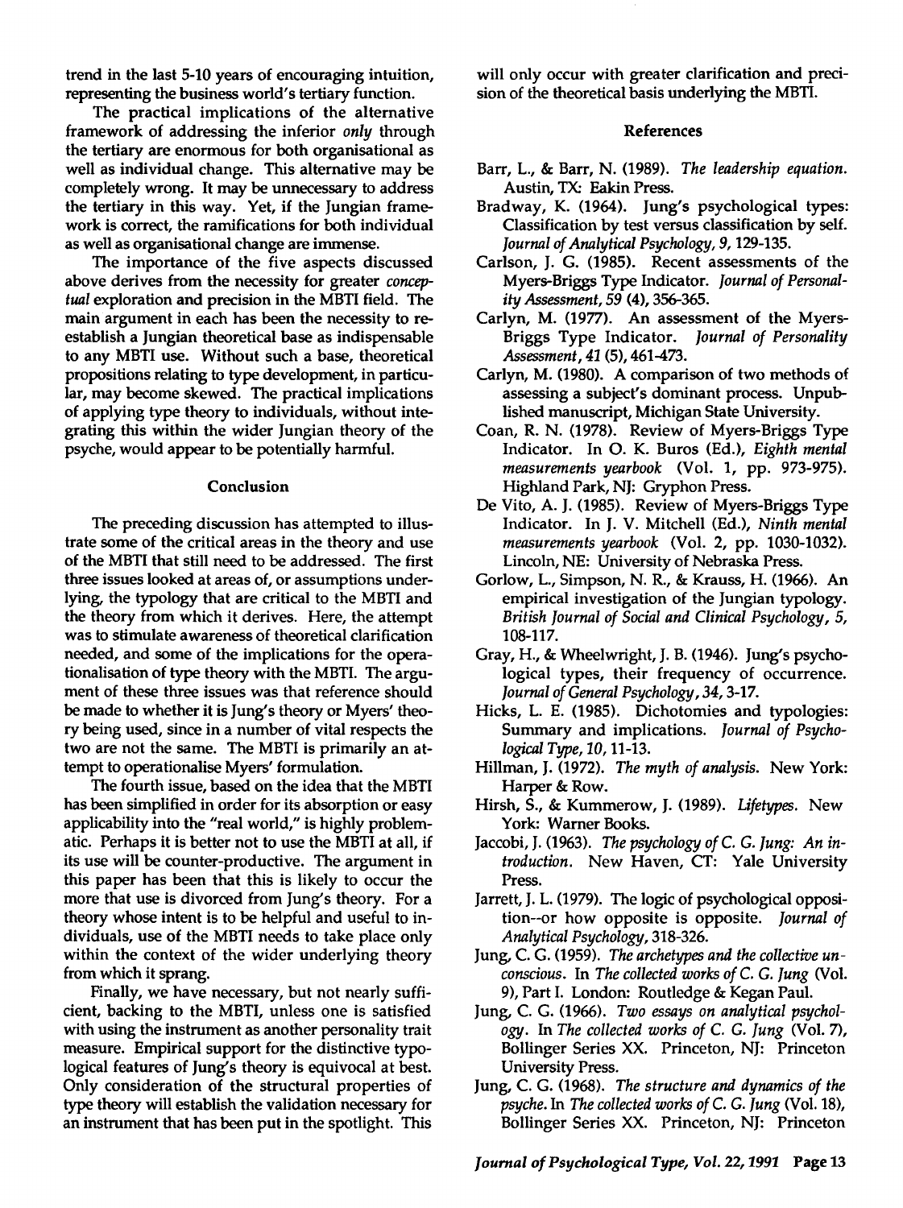trend in the last 5-10 years of encouraging intuition, representing the business world's tertiary function.

The practical implications of the alternative framework of addressing the inferior *only* through the tertiary are enormous for both organisational as well as individual change. This alternative may be completely wrong. It may be unnecessary to address the tertiary in this way. Yet, if the Jungian framework is correct, the ramifications for both individual as well as organisational change are immense.

The importance of the five aspects discussed above derives from the necessity for greater *conceptual* exploration and precision in the MBTI field. The main argument in each has been the necessity to re-establish a Jungian theoretical base as indispensable to any MBTI use. Without such a base, theoretical propositions relating to type development, in particular, may become skewed. The practical implications of applying type theory to individuals, without integrating this within the wider Jungian theory of the psyche, would appear to be potentially harmful.

## Conclusion

The preceding discussion has attempted to illustrate some of the critical areas in the theory and use of the MBTI that still need to be addressed. The first three issues looked at areas of, or assumptions underlying, the typology that are critical to the MBTI and the theory from which it derives. Here, the attempt was to stimulate awareness of theoretical clarification needed, and some of the implications for the operationalisation of type theory with the MBTI. The argument of these three issues was that reference should be made to whether it is Jung's theory or Myers' theory being used, since in a number of vital respects the two are not the same. The MBTI is primarily an attempt to operationalise Myers' formulation.

The fourth issue, based on the idea that the MBTI has been simplified in order for its absorption or easy applicability into the "real world," is highly problematic. Perhaps it is better not to use the MBTI at all, if its use will be counter-productive. The argument in this paper has been that this is likely to occur the more that use is divorced from Jung's theory. For a theory whose intent is to be helpful and useful to individuals, use of the MBTI needs to take place only within the context of the wider underlying theory from which it sprang.

Finally, we have necessary, but not nearly sufficient, backing to the MBTI, unless one is satisfied with using the instrument as another personality trait measure. Empirical support for the distinctive typological features of Jung's theory is equivocal at best. Only consideration of the structural properties of type theory will establish the validation necessary for an instrument that has been put in the spotlight. This will only occur with greater clarification and precision of the theoretical basis underlying the MBTI.

## References

Barr, L., & Barr, N. (1989). *The leadership equation.* Austin, TX: Eakin Press.

Bradway, K. (1964). Jung's psychological types: Classification by test versus classification by self. *Journal of Analytical Psychology, 9,* 129-135.

Carlson, J. G. (1985). Recent assessments of the Myers-Briggs Type Indicator. *Journal of Personality Assessment, 59* (4), 356-365.

Carlyn, M. (1977). An assessment of the Myers-Briggs Type Indicator. *Journal of Personality Assessment, 41* (5), 461-473.

Carlyn, M. (1980). A comparison of two methods of assessing a subject's dominant process. Unpublished manuscript, Michigan State University.

Coan, R. N. (1978). Review of Myers-Briggs Type Indicator. In O. K. Buros (Ed.), *Eighth mental measurements yearbook* (Vol. 1, pp. 973-975). Highland Park, NJ: Gryphon Press.

De Vito, A. J. (1985). Review of Myers-Briggs Type Indicator. In J. V. Mitchell (Ed.), *Ninth mental measurements yearbook* (Vol. 2, pp. 1030-1032). Lincoln, NE: University of Nebraska Press.

Gorlow, L., Simpson, N. R., & Krauss, H. (1966). An empirical investigation of the Jungian typology. *British Journal of Social and Clinical Psychology, 5,* 108-117.

Gray, H., & Wheelwright, J. B. (1946). Jung's psychological types, their frequency of occurrence. *Journal of General Psychology, 34,* 3-17.

Hicks, L. E. (1985). Dichotomies and typologies: Summary and implications. *Journal of Psychological Type, 10,* 11-13.

Hillman, J. (1972). *The myth of analysis.* New York: Harper & Row.

Hirsh, S., & Kummerow, J. (1989). *Lifetypes.* New York: Warner Books.

Jaccobi, J. (1963). *The psychology of C. G. Jung: An introduction.* New Haven, CT: Yale University Press.

Jarrett, J. L. (1979). The logic of psychological opposition--or how opposite is opposite. *Journal of Analytical Psychology,* 318-326.

Jung, C. G. (1959). *The archetypes and the collective unconscious.* In *The collected works of C. G. Jung* (Vol. 9), Part I. London: Routledge & Kegan Paul.

Jung, C. G. (1966). *Two essays on analytical psychology.* In *The collected works of C. G. Jung* (Vol. 7), Bollinger Series XX. Princeton, NJ: Princeton University Press.

Jung, C. G. (1968). *The structure and dynamics of the psyche.* In *The collected works of C. G. Jung* (Vol. 18), Bollinger Series XX. Princeton, NJ: Princeton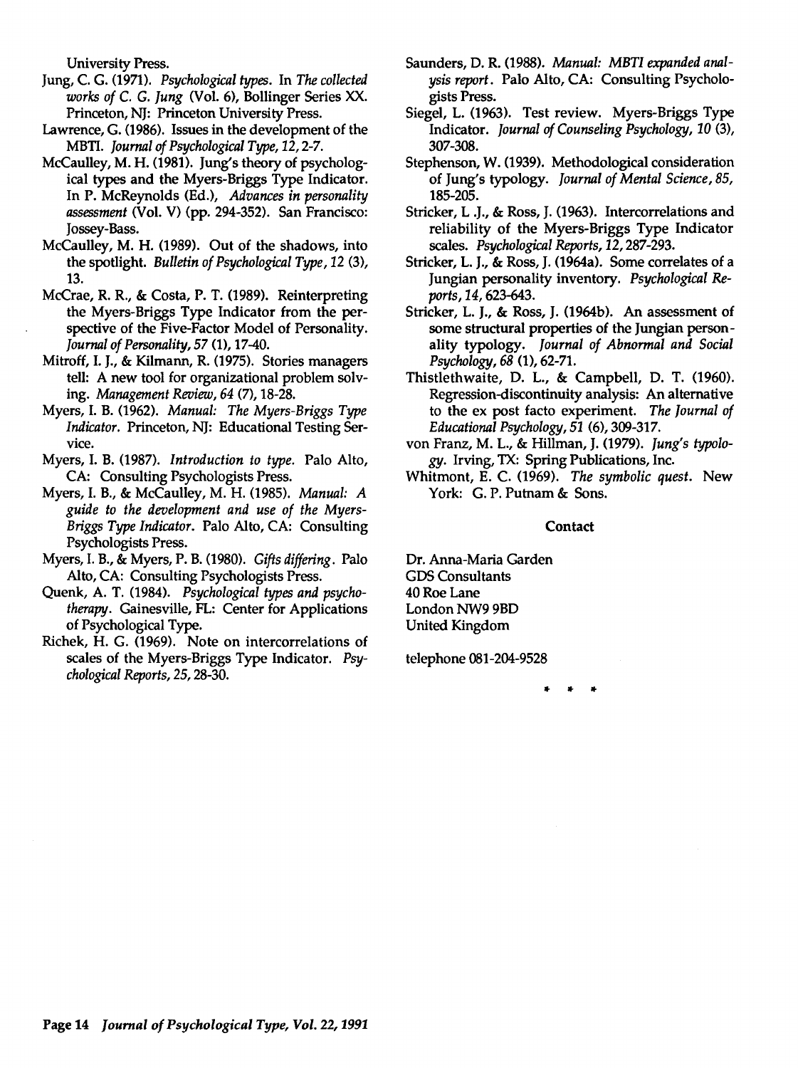University Press.

Jung, C. G. (1971). *Psychological types*. In *The collected works of C. G. Jung* (Vol. 6), Bollinger Series XX. Princeton, NJ: Princeton University Press.

Lawrence, G. (1986). Issues in the development of the MBTI. *Journal of Psychological Type, 12*, 2-7.

McCaulley, M. H. (1981). Jung's theory of psychological types and the Myers-Briggs Type Indicator. In P. McReynolds (Ed.), *Advances in personality assessment* (Vol. V) (pp. 294-352). San Francisco: Jossey-Bass.

McCaulley, M. H. (1989). Out of the shadows, into the spotlight. *Bulletin of Psychological Type, 12* (3), 13.

McCrae, R. R., & Costa, P. T. (1989). Reinterpreting the Myers-Briggs Type Indicator from the perspective of the Five-Factor Model of Personality. *Journal of Personality, 57* (1), 17-40.

Mitroff, I. J., & Kilmann, R. (1975). Stories managers tell: A new tool for organizational problem solving. *Management Review, 64* (7), 18-28.

Myers, I. B. (1962). *Manual: The Myers-Briggs Type Indicator*. Princeton, NJ: Educational Testing Service.

Myers, I. B. (1987). *Introduction to type*. Palo Alto, CA: Consulting Psychologists Press.

Myers, I. B., & McCaulley, M. H. (1985). *Manual: A guide to the development and use of the Myers-Briggs Type Indicator*. Palo Alto, CA: Consulting Psychologists Press.

Myers, I. B., & Myers, P. B. (1980). *Gifts differing*. Palo Alto, CA: Consulting Psychologists Press.

Quenk, A. T. (1984). *Psychological types and psychotherapy*. Gainesville, FL: Center for Applications of Psychological Type.

Richek, H. G. (1969). Note on intercorrelations of scales of the Myers-Briggs Type Indicator. *Psychological Reports, 25*, 28-30.

Saunders, D. R. (1988). *Manual: MBTI expanded analysis report*. Palo Alto, CA: Consulting Psychologists Press.

Siegel, L. (1963). Test review. Myers-Briggs Type Indicator. *Journal of Counseling Psychology, 10* (3), 307-308.

Stephenson, W. (1939). Methodological consideration of Jung's typology. *Journal of Mental Science, 85*, 185-205.

Stricker, L .J., & Ross, J. (1963). Intercorrelations and reliability of the Myers-Briggs Type Indicator scales. *Psychological Reports, 12*, 287-293.

Stricker, L. J., & Ross, J. (1964a). Some correlates of a Jungian personality inventory. *Psychological Reports, 14*, 623-643.

Stricker, L. J., & Ross, J. (1964b). An assessment of some structural properties of the Jungian personality typology. *Journal of Abnormal and Social Psychology, 68* (1), 62-71.

Thistlethwaite, D. L., & Campbell, D. T. (1960). Regression-discontinuity analysis: An alternative to the ex post facto experiment. *The Journal of Educational Psychology, 51* (6), 309-317.

von Franz, M. L., & Hillman, J. (1979). *Jung's typology*. Irving, TX: Spring Publications, Inc.

Whitmont, E. C. (1969). *The symbolic quest*. New York: G. P. Putnam & Sons.

### Contact

Dr. Anna-Maria Garden
GDS Consultants
40 Roe Lane
London NW9 9BD
United Kingdom

telephone 081-204-9528

\* \* \*